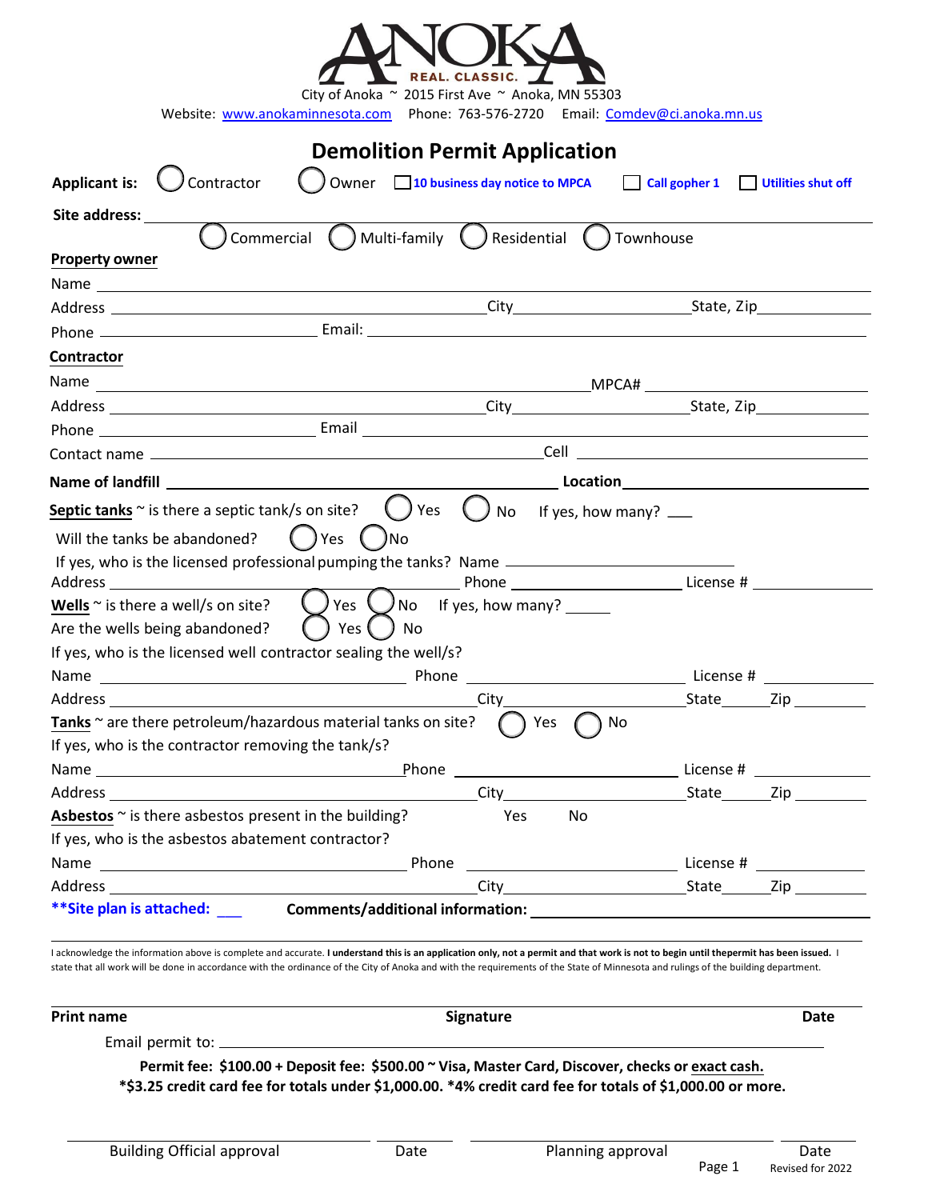# ANOKA

REAL. CLASSIC.

City of Anoka ~ 2015 First Ave ~ Anoka, MN 55303

Website: www.anokaminnesota.com Phone: 763-576-2720 Email: Comdev@ci.anoka.mn.us

## Demolition Permit Application

**Applicant is:** ◯ Contractor ◯ Owner ☐ **10 business day notice to MPCA** ☐ **Call gopher 1** ☐ **Utilities shut off**

**Site address:** ____________________

◯ Commercial ◯ Multi-family ◯ Residential ◯ Townhouse

**Property owner**

Name ____________________

Address ____________________ City ____________________ State, Zip ____________________

Phone ____________________ Email: ____________________

**Contractor**

Name ____________________ MPCA# ____________________

Address ____________________ City ____________________ State, Zip ____________________

Phone ____________________ Email ____________________

Contact name ____________________ Cell ____________________

**Name of landfill** ____________________ **Location** ____________________

**Septic tanks** ~ is there a septic tank/s on site? ◯ Yes ◯ No If yes, how many? ___

Will the tanks be abandoned? ◯ Yes ◯ No

If yes, who is the licensed professional pumping the tanks? Name ____________________

Address ____________________ Phone ____________________ License # ____________________

**Wells** ~ is there a well/s on site? ◯ Yes ◯ No If yes, how many? _____

Are the wells being abandoned? ◯ Yes ◯ No

If yes, who is the licensed well contractor sealing the well/s?

Name ____________________ Phone ____________________ License # ____________________

Address ____________________ City ____________________ State _____ Zip ____________________

**Tanks** ~ are there petroleum/hazardous material tanks on site? ◯ Yes ◯ No

If yes, who is the contractor removing the tank/s?

Name ____________________ Phone ____________________ License # ____________________

Address ____________________ City ____________________ State _____ Zip ____________________

**Asbestos** ~ is there asbestos present in the building? Yes No

If yes, who is the asbestos abatement contractor?

Name ____________________ Phone ____________________ License # ____________________

Address ____________________ City ____________________ State _____ Zip ____________________

**\*\*Site plan is attached: ___** **Comments/additional information:** ____________________

I acknowledge the information above is complete and accurate. **I understand this is an application only, not a permit and that work is not to begin until thepermit has been issued.** I state that all work will be done in accordance with the ordinance of the City of Anoka and with the requirements of the State of Minnesota and rulings of the building department.

**Print name** **Signature** **Date**

Email permit to: ____________________

**Permit fee: $100.00 + Deposit fee: $500.00 ~ Visa, Master Card, Discover, checks or exact cash.**

**\*$3.25 credit card fee for totals under $1,000.00. \*4% credit card fee for totals of $1,000.00 or more.**

Building Official approval ____________________ Date ________ Planning approval ____________________ Date ________

Revised for 2022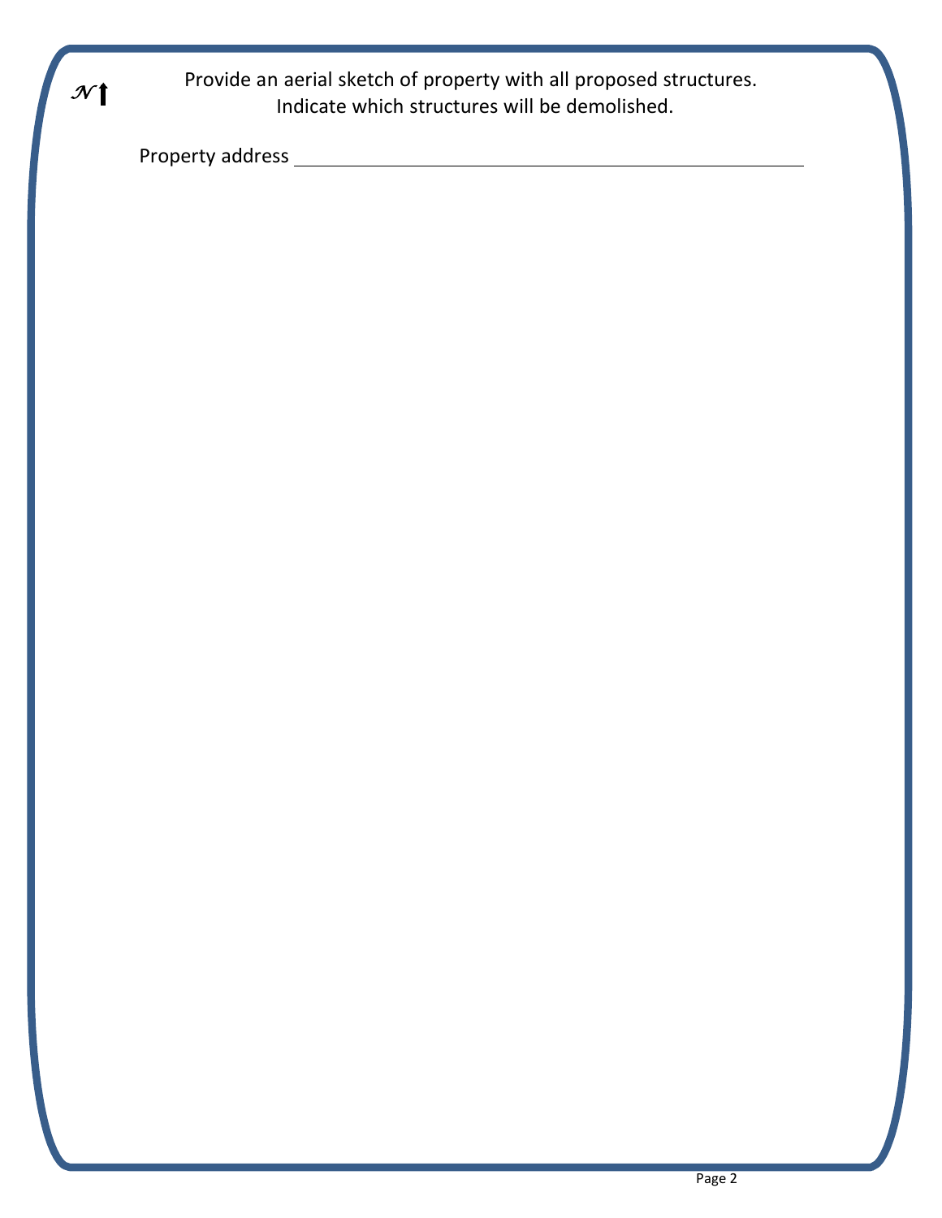𝒩 ↑

Provide an aerial sketch of property with all proposed structures.
Indicate which structures will be demolished.

Property address \_\_\_\_\_\_\_\_\_\_\_\_\_\_\_\_\_\_\_\_\_\_\_\_\_\_\_\_\_\_\_\_\_\_\_\_\_\_\_\_\_\_\_\_\_\_\_\_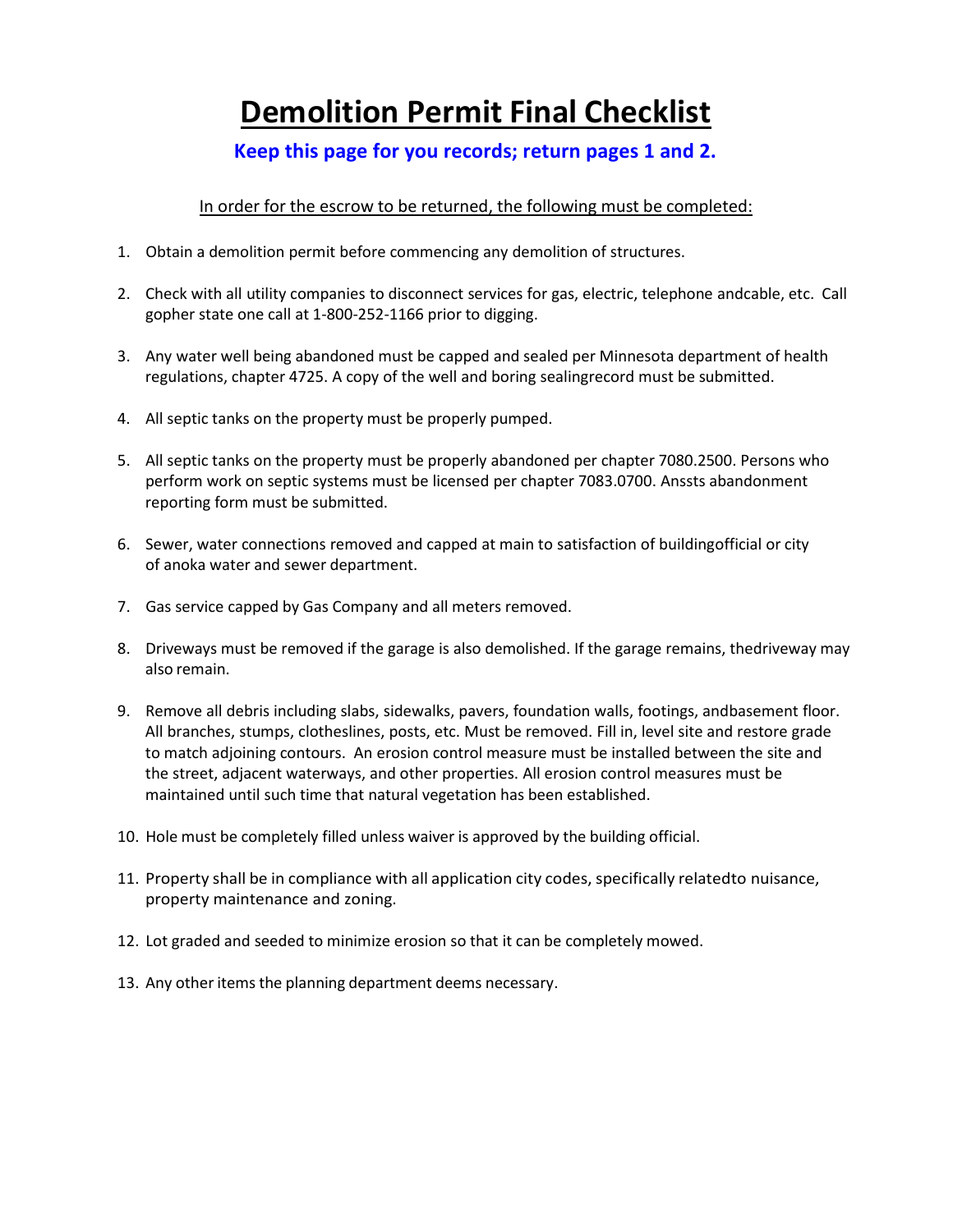# Demolition Permit Final Checklist

**Keep this page for you records; return pages 1 and 2.**

In order for the escrow to be returned, the following must be completed:

1. Obtain a demolition permit before commencing any demolition of structures.
2. Check with all utility companies to disconnect services for gas, electric, telephone andcable, etc. Call gopher state one call at 1-800-252-1166 prior to digging.
3. Any water well being abandoned must be capped and sealed per Minnesota department of health regulations, chapter 4725. A copy of the well and boring sealingrecord must be submitted.
4. All septic tanks on the property must be properly pumped.
5. All septic tanks on the property must be properly abandoned per chapter 7080.2500. Persons who perform work on septic systems must be licensed per chapter 7083.0700. Anssts abandonment reporting form must be submitted.
6. Sewer, water connections removed and capped at main to satisfaction of buildingofficial or city of anoka water and sewer department.
7. Gas service capped by Gas Company and all meters removed.
8. Driveways must be removed if the garage is also demolished. If the garage remains, thedriveway may also remain.
9. Remove all debris including slabs, sidewalks, pavers, foundation walls, footings, andbasement floor. All branches, stumps, clotheslines, posts, etc. Must be removed. Fill in, level site and restore grade to match adjoining contours. An erosion control measure must be installed between the site and the street, adjacent waterways, and other properties. All erosion control measures must be maintained until such time that natural vegetation has been established.
10. Hole must be completely filled unless waiver is approved by the building official.
11. Property shall be in compliance with all application city codes, specifically relatedto nuisance, property maintenance and zoning.
12. Lot graded and seeded to minimize erosion so that it can be completely mowed.
13. Any other items the planning department deems necessary.